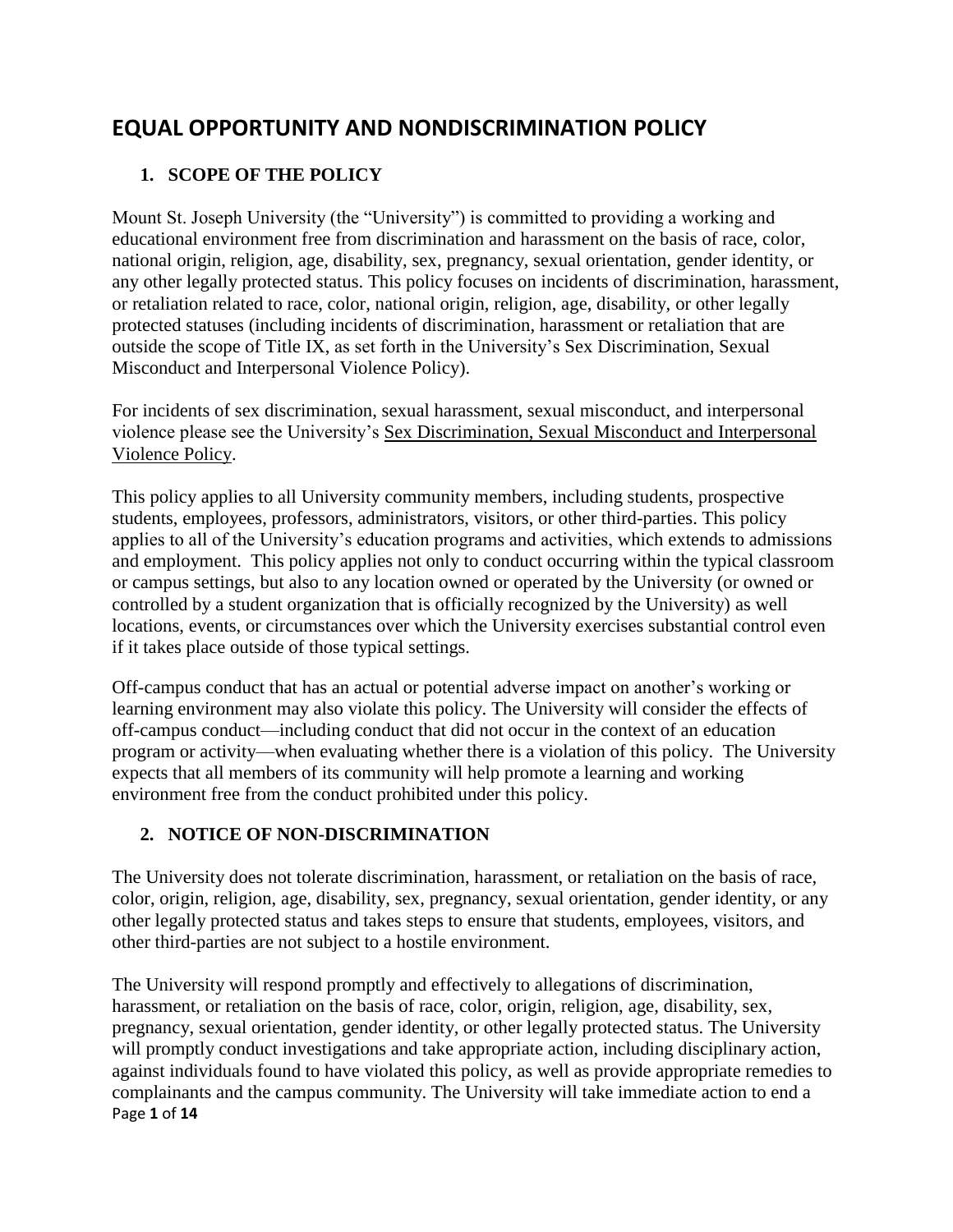# EQUAL OPPORTUNITY AND NONDISCRIMINATION POLICY

## 1. SCOPE OF THE POLICY

Mount St. Joseph University (the "University") is committed to providing a working and educational environment free from discrimination and harassment on the basis of race, color, national origin, religion, age, disability, sex, pregnancy, sexual orientation, gender identity, or any other legally protected status. This policy focuses on incidents of discrimination, harassment, or retaliation related to race, color, national origin, religion, age, disability, or other legally protected statuses (including incidents of discrimination, harassment or retaliation that are outside the scope of Title IX, as set forth in the University's Sex Discrimination, Sexual Misconduct and Interpersonal Violence Policy).

For incidents of sex discrimination, sexual harassment, sexual misconduct, and interpersonal violence please see the University's Sex Discrimination, Sexual Misconduct and Interpersonal Violence Policy.

This policy applies to all University community members, including students, prospective students, employees, professors, administrators, visitors, or other third-parties. This policy applies to all of the University's education programs and activities, which extends to admissions and employment. This policy applies not only to conduct occurring within the typical classroom or campus settings, but also to any location owned or operated by the University (or owned or controlled by a student organization that is officially recognized by the University) as well locations, events, or circumstances over which the University exercises substantial control even if it takes place outside of those typical settings.

Off-campus conduct that has an actual or potential adverse impact on another's working or learning environment may also violate this policy. The University will consider the effects of off-campus conduct—including conduct that did not occur in the context of an education program or activity—when evaluating whether there is a violation of this policy. The University expects that all members of its community will help promote a learning and working environment free from the conduct prohibited under this policy.

## 2. NOTICE OF NON-DISCRIMINATION

The University does not tolerate discrimination, harassment, or retaliation on the basis of race, color, origin, religion, age, disability, sex, pregnancy, sexual orientation, gender identity, or any other legally protected status and takes steps to ensure that students, employees, visitors, and other third-parties are not subject to a hostile environment.

The University will respond promptly and effectively to allegations of discrimination, harassment, or retaliation on the basis of race, color, origin, religion, age, disability, sex, pregnancy, sexual orientation, gender identity, or other legally protected status. The University will promptly conduct investigations and take appropriate action, including disciplinary action, against individuals found to have violated this policy, as well as provide appropriate remedies to complainants and the campus community. The University will take immediate action to end a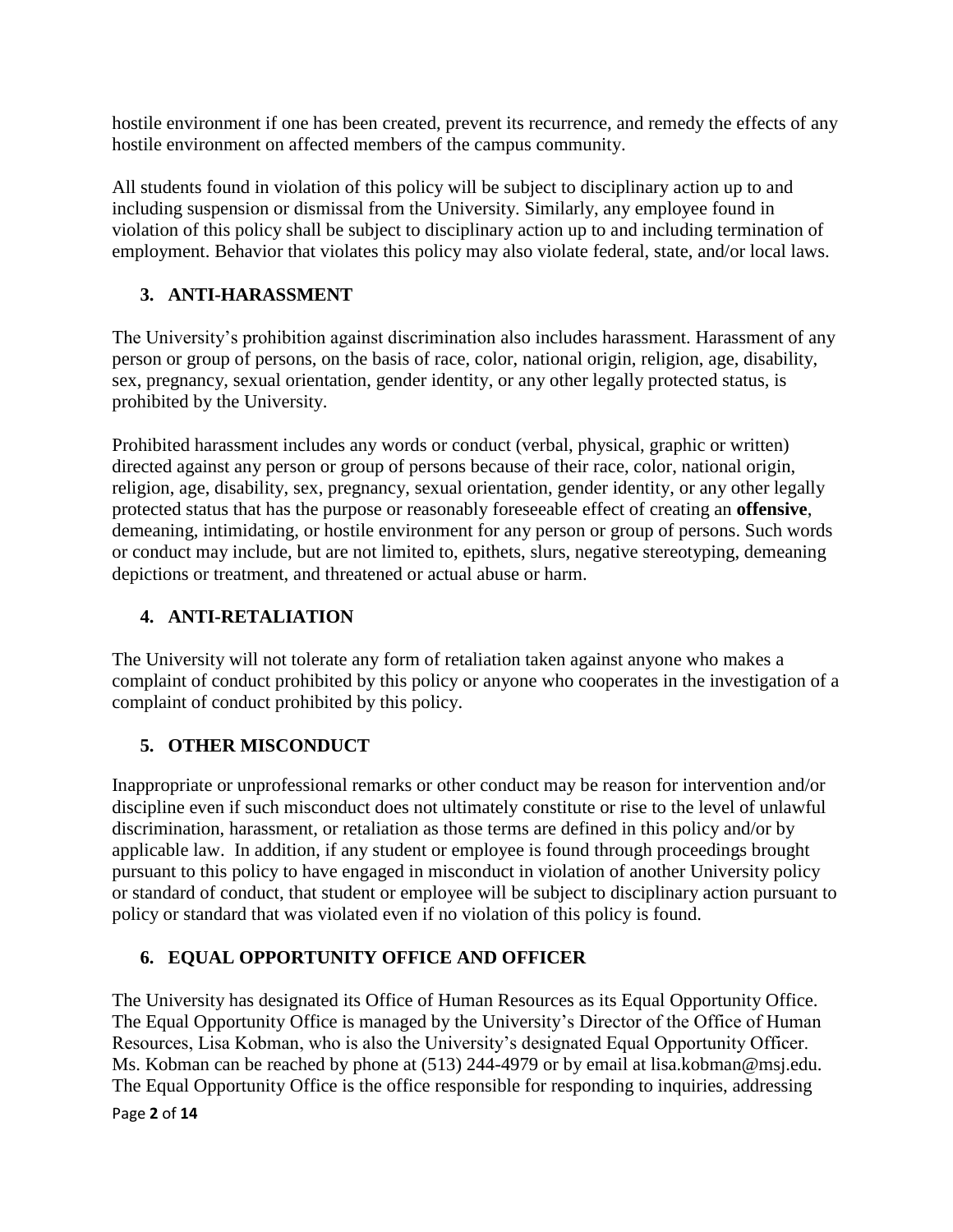hostile environment if one has been created, prevent its recurrence, and remedy the effects of any hostile environment on affected members of the campus community.

All students found in violation of this policy will be subject to disciplinary action up to and including suspension or dismissal from the University. Similarly, any employee found in violation of this policy shall be subject to disciplinary action up to and including termination of employment. Behavior that violates this policy may also violate federal, state, and/or local laws.

## 3. ANTI-HARASSMENT

The University's prohibition against discrimination also includes harassment. Harassment of any person or group of persons, on the basis of race, color, national origin, religion, age, disability, sex, pregnancy, sexual orientation, gender identity, or any other legally protected status, is prohibited by the University.

Prohibited harassment includes any words or conduct (verbal, physical, graphic or written) directed against any person or group of persons because of their race, color, national origin, religion, age, disability, sex, pregnancy, sexual orientation, gender identity, or any other legally protected status that has the purpose or reasonably foreseeable effect of creating an **offensive**, demeaning, intimidating, or hostile environment for any person or group of persons. Such words or conduct may include, but are not limited to, epithets, slurs, negative stereotyping, demeaning depictions or treatment, and threatened or actual abuse or harm.

## 4. ANTI-RETALIATION

The University will not tolerate any form of retaliation taken against anyone who makes a complaint of conduct prohibited by this policy or anyone who cooperates in the investigation of a complaint of conduct prohibited by this policy.

## 5. OTHER MISCONDUCT

Inappropriate or unprofessional remarks or other conduct may be reason for intervention and/or discipline even if such misconduct does not ultimately constitute or rise to the level of unlawful discrimination, harassment, or retaliation as those terms are defined in this policy and/or by applicable law. In addition, if any student or employee is found through proceedings brought pursuant to this policy to have engaged in misconduct in violation of another University policy or standard of conduct, that student or employee will be subject to disciplinary action pursuant to policy or standard that was violated even if no violation of this policy is found.

## 6. EQUAL OPPORTUNITY OFFICE AND OFFICER

The University has designated its Office of Human Resources as its Equal Opportunity Office. The Equal Opportunity Office is managed by the University's Director of the Office of Human Resources, Lisa Kobman, who is also the University's designated Equal Opportunity Officer. Ms. Kobman can be reached by phone at (513) 244-4979 or by email at lisa.kobman@msj.edu. The Equal Opportunity Office is the office responsible for responding to inquiries, addressing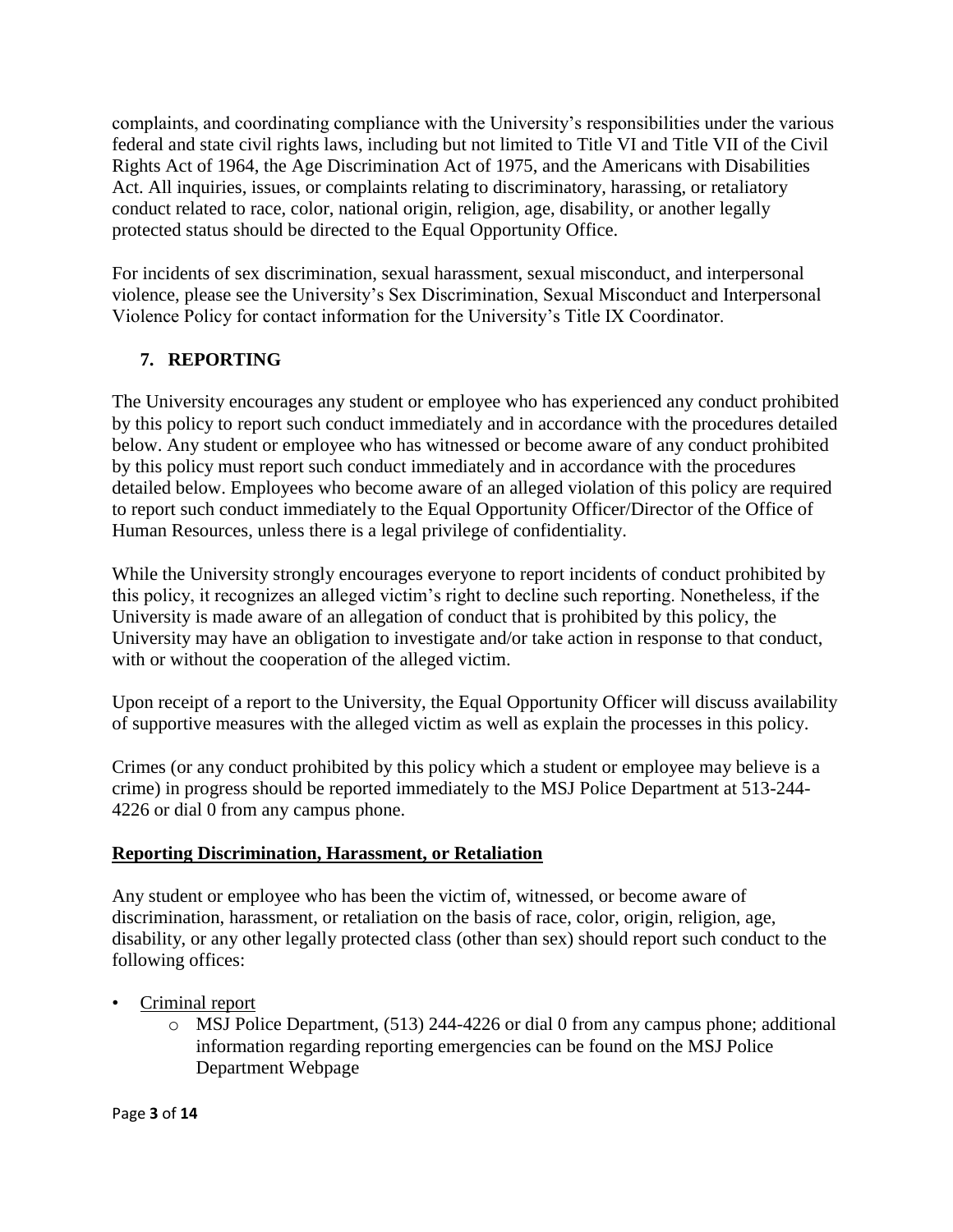complaints, and coordinating compliance with the University's responsibilities under the various federal and state civil rights laws, including but not limited to Title VI and Title VII of the Civil Rights Act of 1964, the Age Discrimination Act of 1975, and the Americans with Disabilities Act. All inquiries, issues, or complaints relating to discriminatory, harassing, or retaliatory conduct related to race, color, national origin, religion, age, disability, or another legally protected status should be directed to the Equal Opportunity Office.

For incidents of sex discrimination, sexual harassment, sexual misconduct, and interpersonal violence, please see the University's Sex Discrimination, Sexual Misconduct and Interpersonal Violence Policy for contact information for the University's Title IX Coordinator.

## 7. REPORTING

The University encourages any student or employee who has experienced any conduct prohibited by this policy to report such conduct immediately and in accordance with the procedures detailed below. Any student or employee who has witnessed or become aware of any conduct prohibited by this policy must report such conduct immediately and in accordance with the procedures detailed below. Employees who become aware of an alleged violation of this policy are required to report such conduct immediately to the Equal Opportunity Officer/Director of the Office of Human Resources, unless there is a legal privilege of confidentiality.

While the University strongly encourages everyone to report incidents of conduct prohibited by this policy, it recognizes an alleged victim's right to decline such reporting. Nonetheless, if the University is made aware of an allegation of conduct that is prohibited by this policy, the University may have an obligation to investigate and/or take action in response to that conduct, with or without the cooperation of the alleged victim.

Upon receipt of a report to the University, the Equal Opportunity Officer will discuss availability of supportive measures with the alleged victim as well as explain the processes in this policy.

Crimes (or any conduct prohibited by this policy which a student or employee may believe is a crime) in progress should be reported immediately to the MSJ Police Department at 513-244-4226 or dial 0 from any campus phone.

**Reporting Discrimination, Harassment, or Retaliation**

Any student or employee who has been the victim of, witnessed, or become aware of discrimination, harassment, or retaliation on the basis of race, color, origin, religion, age, disability, or any other legally protected class (other than sex) should report such conduct to the following offices:

- Criminal report
  - MSJ Police Department, (513) 244-4226 or dial 0 from any campus phone; additional information regarding reporting emergencies can be found on the MSJ Police Department Webpage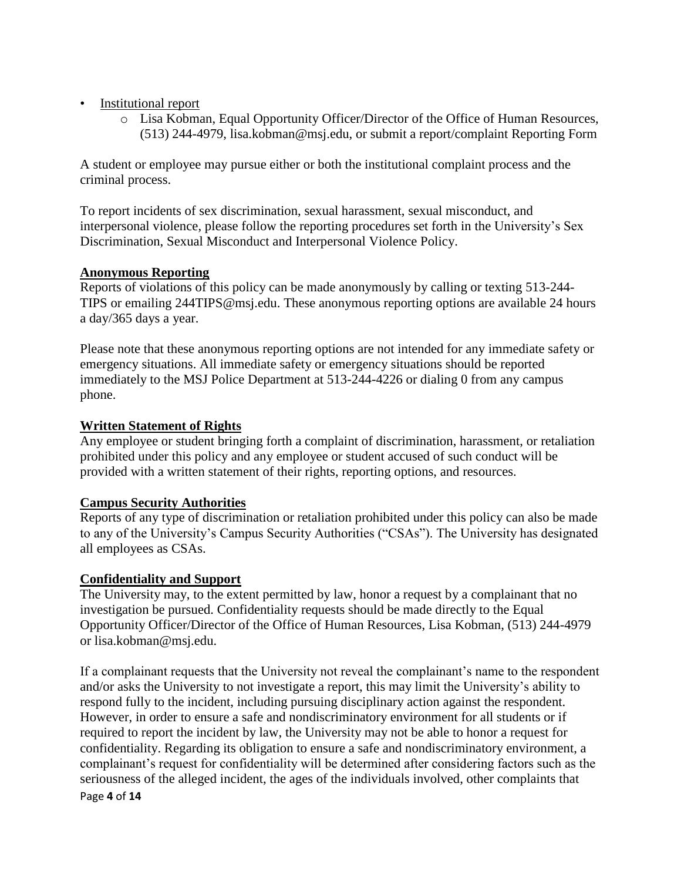- Institutional report
  - Lisa Kobman, Equal Opportunity Officer/Director of the Office of Human Resources, (513) 244-4979, lisa.kobman@msj.edu, or submit a report/complaint Reporting Form

A student or employee may pursue either or both the institutional complaint process and the criminal process.

To report incidents of sex discrimination, sexual harassment, sexual misconduct, and interpersonal violence, please follow the reporting procedures set forth in the University's Sex Discrimination, Sexual Misconduct and Interpersonal Violence Policy.

**Anonymous Reporting**

Reports of violations of this policy can be made anonymously by calling or texting 513-244-TIPS or emailing 244TIPS@msj.edu. These anonymous reporting options are available 24 hours a day/365 days a year.

Please note that these anonymous reporting options are not intended for any immediate safety or emergency situations. All immediate safety or emergency situations should be reported immediately to the MSJ Police Department at 513-244-4226 or dialing 0 from any campus phone.

**Written Statement of Rights**

Any employee or student bringing forth a complaint of discrimination, harassment, or retaliation prohibited under this policy and any employee or student accused of such conduct will be provided with a written statement of their rights, reporting options, and resources.

**Campus Security Authorities**

Reports of any type of discrimination or retaliation prohibited under this policy can also be made to any of the University's Campus Security Authorities ("CSAs"). The University has designated all employees as CSAs.

**Confidentiality and Support**

The University may, to the extent permitted by law, honor a request by a complainant that no investigation be pursued. Confidentiality requests should be made directly to the Equal Opportunity Officer/Director of the Office of Human Resources, Lisa Kobman, (513) 244-4979 or lisa.kobman@msj.edu.

If a complainant requests that the University not reveal the complainant's name to the respondent and/or asks the University to not investigate a report, this may limit the University's ability to respond fully to the incident, including pursuing disciplinary action against the respondent. However, in order to ensure a safe and nondiscriminatory environment for all students or if required to report the incident by law, the University may not be able to honor a request for confidentiality. Regarding its obligation to ensure a safe and nondiscriminatory environment, a complainant's request for confidentiality will be determined after considering factors such as the seriousness of the alleged incident, the ages of the individuals involved, other complaints that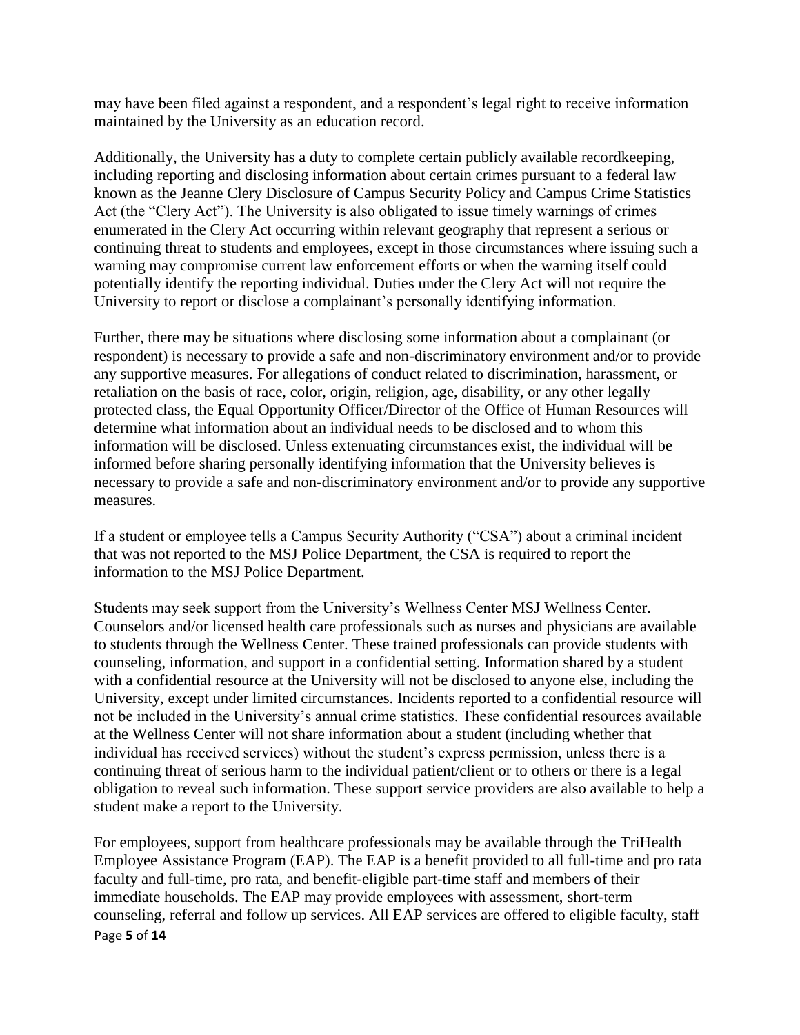may have been filed against a respondent, and a respondent's legal right to receive information maintained by the University as an education record.

Additionally, the University has a duty to complete certain publicly available recordkeeping, including reporting and disclosing information about certain crimes pursuant to a federal law known as the Jeanne Clery Disclosure of Campus Security Policy and Campus Crime Statistics Act (the "Clery Act"). The University is also obligated to issue timely warnings of crimes enumerated in the Clery Act occurring within relevant geography that represent a serious or continuing threat to students and employees, except in those circumstances where issuing such a warning may compromise current law enforcement efforts or when the warning itself could potentially identify the reporting individual. Duties under the Clery Act will not require the University to report or disclose a complainant's personally identifying information.

Further, there may be situations where disclosing some information about a complainant (or respondent) is necessary to provide a safe and non-discriminatory environment and/or to provide any supportive measures. For allegations of conduct related to discrimination, harassment, or retaliation on the basis of race, color, origin, religion, age, disability, or any other legally protected class, the Equal Opportunity Officer/Director of the Office of Human Resources will determine what information about an individual needs to be disclosed and to whom this information will be disclosed. Unless extenuating circumstances exist, the individual will be informed before sharing personally identifying information that the University believes is necessary to provide a safe and non-discriminatory environment and/or to provide any supportive measures.

If a student or employee tells a Campus Security Authority ("CSA") about a criminal incident that was not reported to the MSJ Police Department, the CSA is required to report the information to the MSJ Police Department.

Students may seek support from the University's Wellness Center MSJ Wellness Center. Counselors and/or licensed health care professionals such as nurses and physicians are available to students through the Wellness Center. These trained professionals can provide students with counseling, information, and support in a confidential setting. Information shared by a student with a confidential resource at the University will not be disclosed to anyone else, including the University, except under limited circumstances. Incidents reported to a confidential resource will not be included in the University's annual crime statistics. These confidential resources available at the Wellness Center will not share information about a student (including whether that individual has received services) without the student's express permission, unless there is a continuing threat of serious harm to the individual patient/client or to others or there is a legal obligation to reveal such information. These support service providers are also available to help a student make a report to the University.

For employees, support from healthcare professionals may be available through the TriHealth Employee Assistance Program (EAP). The EAP is a benefit provided to all full-time and pro rata faculty and full-time, pro rata, and benefit-eligible part-time staff and members of their immediate households. The EAP may provide employees with assessment, short-term counseling, referral and follow up services. All EAP services are offered to eligible faculty, staff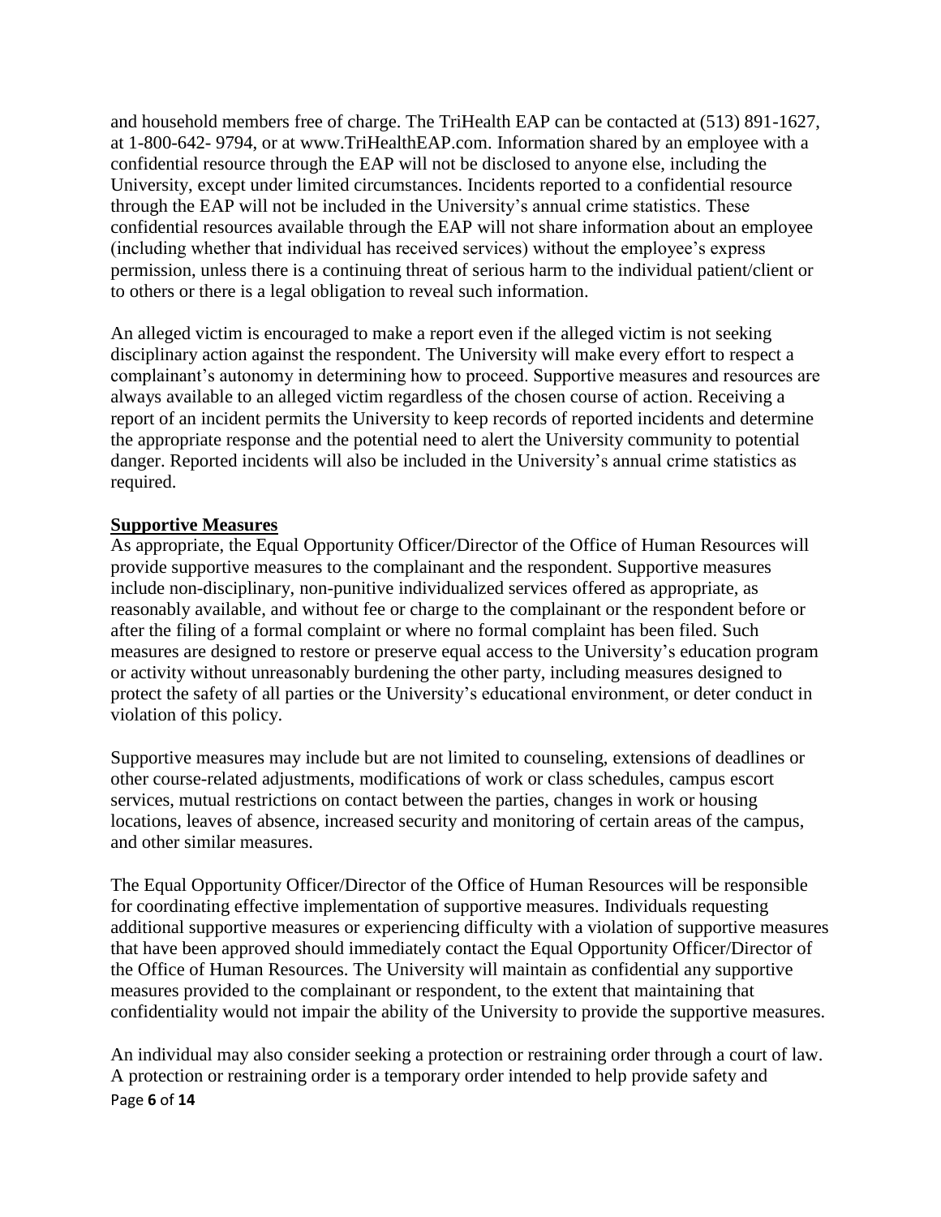and household members free of charge. The TriHealth EAP can be contacted at (513) 891-1627, at 1-800-642- 9794, or at www.TriHealthEAP.com. Information shared by an employee with a confidential resource through the EAP will not be disclosed to anyone else, including the University, except under limited circumstances. Incidents reported to a confidential resource through the EAP will not be included in the University's annual crime statistics. These confidential resources available through the EAP will not share information about an employee (including whether that individual has received services) without the employee's express permission, unless there is a continuing threat of serious harm to the individual patient/client or to others or there is a legal obligation to reveal such information.

An alleged victim is encouraged to make a report even if the alleged victim is not seeking disciplinary action against the respondent. The University will make every effort to respect a complainant's autonomy in determining how to proceed. Supportive measures and resources are always available to an alleged victim regardless of the chosen course of action. Receiving a report of an incident permits the University to keep records of reported incidents and determine the appropriate response and the potential need to alert the University community to potential danger. Reported incidents will also be included in the University's annual crime statistics as required.

**Supportive Measures**

As appropriate, the Equal Opportunity Officer/Director of the Office of Human Resources will provide supportive measures to the complainant and the respondent. Supportive measures include non-disciplinary, non-punitive individualized services offered as appropriate, as reasonably available, and without fee or charge to the complainant or the respondent before or after the filing of a formal complaint or where no formal complaint has been filed. Such measures are designed to restore or preserve equal access to the University's education program or activity without unreasonably burdening the other party, including measures designed to protect the safety of all parties or the University's educational environment, or deter conduct in violation of this policy.

Supportive measures may include but are not limited to counseling, extensions of deadlines or other course-related adjustments, modifications of work or class schedules, campus escort services, mutual restrictions on contact between the parties, changes in work or housing locations, leaves of absence, increased security and monitoring of certain areas of the campus, and other similar measures.

The Equal Opportunity Officer/Director of the Office of Human Resources will be responsible for coordinating effective implementation of supportive measures. Individuals requesting additional supportive measures or experiencing difficulty with a violation of supportive measures that have been approved should immediately contact the Equal Opportunity Officer/Director of the Office of Human Resources. The University will maintain as confidential any supportive measures provided to the complainant or respondent, to the extent that maintaining that confidentiality would not impair the ability of the University to provide the supportive measures.

An individual may also consider seeking a protection or restraining order through a court of law. A protection or restraining order is a temporary order intended to help provide safety and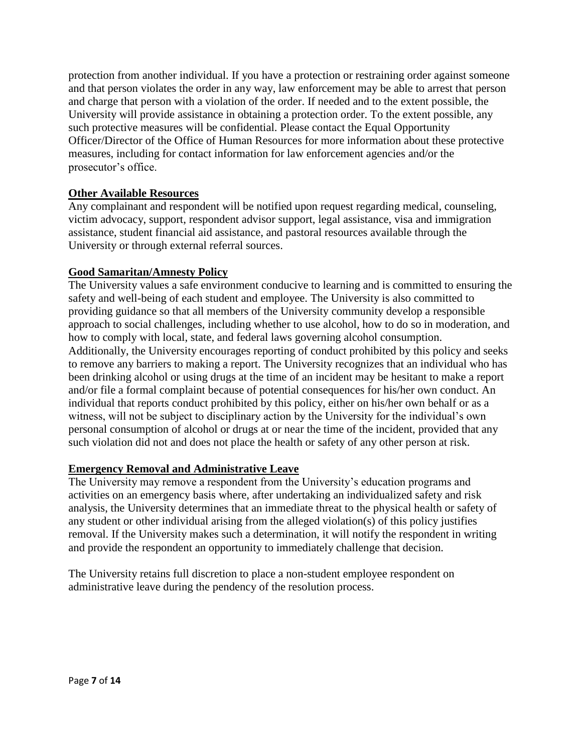protection from another individual. If you have a protection or restraining order against someone and that person violates the order in any way, law enforcement may be able to arrest that person and charge that person with a violation of the order. If needed and to the extent possible, the University will provide assistance in obtaining a protection order. To the extent possible, any such protective measures will be confidential. Please contact the Equal Opportunity Officer/Director of the Office of Human Resources for more information about these protective measures, including for contact information for law enforcement agencies and/or the prosecutor's office.

## Other Available Resources

Any complainant and respondent will be notified upon request regarding medical, counseling, victim advocacy, support, respondent advisor support, legal assistance, visa and immigration assistance, student financial aid assistance, and pastoral resources available through the University or through external referral sources.

## Good Samaritan/Amnesty Policy

The University values a safe environment conducive to learning and is committed to ensuring the safety and well-being of each student and employee. The University is also committed to providing guidance so that all members of the University community develop a responsible approach to social challenges, including whether to use alcohol, how to do so in moderation, and how to comply with local, state, and federal laws governing alcohol consumption. Additionally, the University encourages reporting of conduct prohibited by this policy and seeks to remove any barriers to making a report. The University recognizes that an individual who has been drinking alcohol or using drugs at the time of an incident may be hesitant to make a report and/or file a formal complaint because of potential consequences for his/her own conduct. An individual that reports conduct prohibited by this policy, either on his/her own behalf or as a witness, will not be subject to disciplinary action by the University for the individual's own personal consumption of alcohol or drugs at or near the time of the incident, provided that any such violation did not and does not place the health or safety of any other person at risk.

## Emergency Removal and Administrative Leave

The University may remove a respondent from the University's education programs and activities on an emergency basis where, after undertaking an individualized safety and risk analysis, the University determines that an immediate threat to the physical health or safety of any student or other individual arising from the alleged violation(s) of this policy justifies removal. If the University makes such a determination, it will notify the respondent in writing and provide the respondent an opportunity to immediately challenge that decision.

The University retains full discretion to place a non-student employee respondent on administrative leave during the pendency of the resolution process.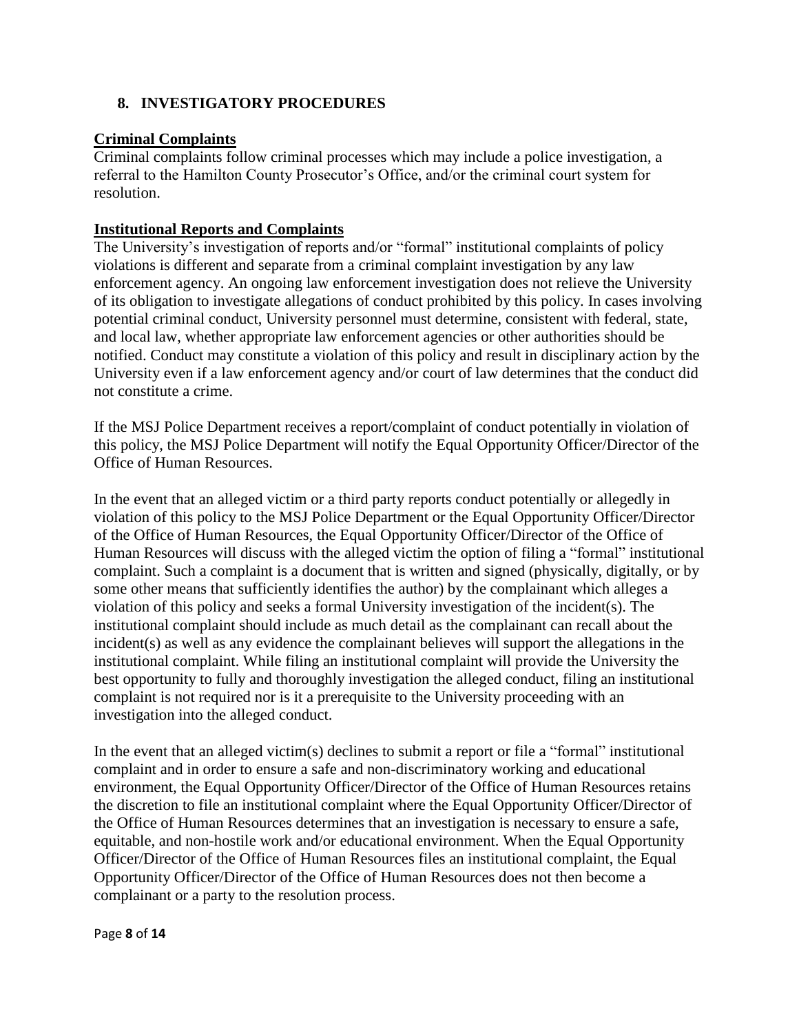## 8. INVESTIGATORY PROCEDURES

**Criminal Complaints**

Criminal complaints follow criminal processes which may include a police investigation, a referral to the Hamilton County Prosecutor's Office, and/or the criminal court system for resolution.

**Institutional Reports and Complaints**

The University's investigation of reports and/or "formal" institutional complaints of policy violations is different and separate from a criminal complaint investigation by any law enforcement agency. An ongoing law enforcement investigation does not relieve the University of its obligation to investigate allegations of conduct prohibited by this policy. In cases involving potential criminal conduct, University personnel must determine, consistent with federal, state, and local law, whether appropriate law enforcement agencies or other authorities should be notified. Conduct may constitute a violation of this policy and result in disciplinary action by the University even if a law enforcement agency and/or court of law determines that the conduct did not constitute a crime.

If the MSJ Police Department receives a report/complaint of conduct potentially in violation of this policy, the MSJ Police Department will notify the Equal Opportunity Officer/Director of the Office of Human Resources.

In the event that an alleged victim or a third party reports conduct potentially or allegedly in violation of this policy to the MSJ Police Department or the Equal Opportunity Officer/Director of the Office of Human Resources, the Equal Opportunity Officer/Director of the Office of Human Resources will discuss with the alleged victim the option of filing a "formal" institutional complaint. Such a complaint is a document that is written and signed (physically, digitally, or by some other means that sufficiently identifies the author) by the complainant which alleges a violation of this policy and seeks a formal University investigation of the incident(s). The institutional complaint should include as much detail as the complainant can recall about the incident(s) as well as any evidence the complainant believes will support the allegations in the institutional complaint. While filing an institutional complaint will provide the University the best opportunity to fully and thoroughly investigation the alleged conduct, filing an institutional complaint is not required nor is it a prerequisite to the University proceeding with an investigation into the alleged conduct.

In the event that an alleged victim(s) declines to submit a report or file a "formal" institutional complaint and in order to ensure a safe and non-discriminatory working and educational environment, the Equal Opportunity Officer/Director of the Office of Human Resources retains the discretion to file an institutional complaint where the Equal Opportunity Officer/Director of the Office of Human Resources determines that an investigation is necessary to ensure a safe, equitable, and non-hostile work and/or educational environment. When the Equal Opportunity Officer/Director of the Office of Human Resources files an institutional complaint, the Equal Opportunity Officer/Director of the Office of Human Resources does not then become a complainant or a party to the resolution process.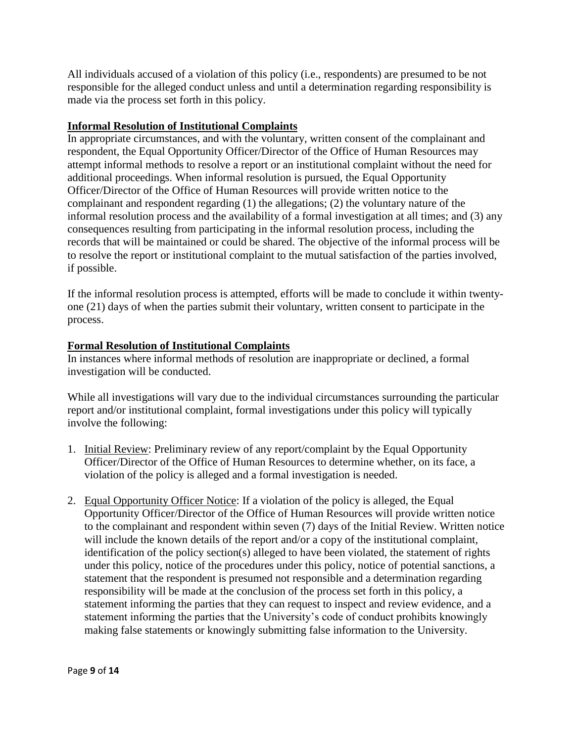All individuals accused of a violation of this policy (i.e., respondents) are presumed to be not responsible for the alleged conduct unless and until a determination regarding responsibility is made via the process set forth in this policy.

**Informal Resolution of Institutional Complaints**

In appropriate circumstances, and with the voluntary, written consent of the complainant and respondent, the Equal Opportunity Officer/Director of the Office of Human Resources may attempt informal methods to resolve a report or an institutional complaint without the need for additional proceedings. When informal resolution is pursued, the Equal Opportunity Officer/Director of the Office of Human Resources will provide written notice to the complainant and respondent regarding (1) the allegations; (2) the voluntary nature of the informal resolution process and the availability of a formal investigation at all times; and (3) any consequences resulting from participating in the informal resolution process, including the records that will be maintained or could be shared. The objective of the informal process will be to resolve the report or institutional complaint to the mutual satisfaction of the parties involved, if possible.

If the informal resolution process is attempted, efforts will be made to conclude it within twenty-one (21) days of when the parties submit their voluntary, written consent to participate in the process.

**Formal Resolution of Institutional Complaints**

In instances where informal methods of resolution are inappropriate or declined, a formal investigation will be conducted.

While all investigations will vary due to the individual circumstances surrounding the particular report and/or institutional complaint, formal investigations under this policy will typically involve the following:

1. Initial Review: Preliminary review of any report/complaint by the Equal Opportunity Officer/Director of the Office of Human Resources to determine whether, on its face, a violation of the policy is alleged and a formal investigation is needed.

2. Equal Opportunity Officer Notice: If a violation of the policy is alleged, the Equal Opportunity Officer/Director of the Office of Human Resources will provide written notice to the complainant and respondent within seven (7) days of the Initial Review. Written notice will include the known details of the report and/or a copy of the institutional complaint, identification of the policy section(s) alleged to have been violated, the statement of rights under this policy, notice of the procedures under this policy, notice of potential sanctions, a statement that the respondent is presumed not responsible and a determination regarding responsibility will be made at the conclusion of the process set forth in this policy, a statement informing the parties that they can request to inspect and review evidence, and a statement informing the parties that the University's code of conduct prohibits knowingly making false statements or knowingly submitting false information to the University.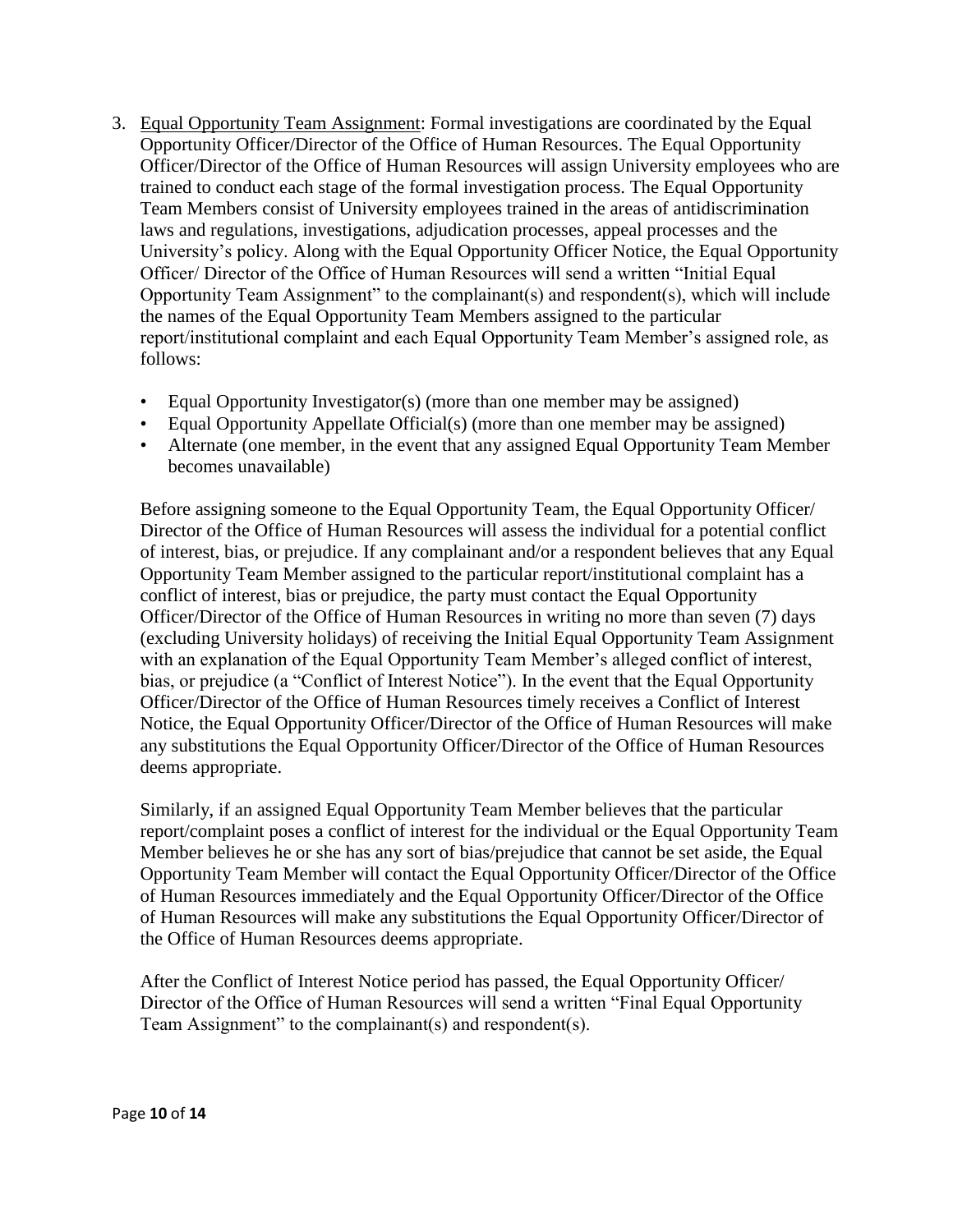3. <u>Equal Opportunity Team Assignment</u>: Formal investigations are coordinated by the Equal Opportunity Officer/Director of the Office of Human Resources. The Equal Opportunity Officer/Director of the Office of Human Resources will assign University employees who are trained to conduct each stage of the formal investigation process. The Equal Opportunity Team Members consist of University employees trained in the areas of antidiscrimination laws and regulations, investigations, adjudication processes, appeal processes and the University's policy. Along with the Equal Opportunity Officer Notice, the Equal Opportunity Officer/ Director of the Office of Human Resources will send a written "Initial Equal Opportunity Team Assignment" to the complainant(s) and respondent(s), which will include the names of the Equal Opportunity Team Members assigned to the particular report/institutional complaint and each Equal Opportunity Team Member's assigned role, as follows:

   - Equal Opportunity Investigator(s) (more than one member may be assigned)
   - Equal Opportunity Appellate Official(s) (more than one member may be assigned)
   - Alternate (one member, in the event that any assigned Equal Opportunity Team Member becomes unavailable)

   Before assigning someone to the Equal Opportunity Team, the Equal Opportunity Officer/ Director of the Office of Human Resources will assess the individual for a potential conflict of interest, bias, or prejudice. If any complainant and/or a respondent believes that any Equal Opportunity Team Member assigned to the particular report/institutional complaint has a conflict of interest, bias or prejudice, the party must contact the Equal Opportunity Officer/Director of the Office of Human Resources in writing no more than seven (7) days (excluding University holidays) of receiving the Initial Equal Opportunity Team Assignment with an explanation of the Equal Opportunity Team Member's alleged conflict of interest, bias, or prejudice (a "Conflict of Interest Notice"). In the event that the Equal Opportunity Officer/Director of the Office of Human Resources timely receives a Conflict of Interest Notice, the Equal Opportunity Officer/Director of the Office of Human Resources will make any substitutions the Equal Opportunity Officer/Director of the Office of Human Resources deems appropriate.

   Similarly, if an assigned Equal Opportunity Team Member believes that the particular report/complaint poses a conflict of interest for the individual or the Equal Opportunity Team Member believes he or she has any sort of bias/prejudice that cannot be set aside, the Equal Opportunity Team Member will contact the Equal Opportunity Officer/Director of the Office of Human Resources immediately and the Equal Opportunity Officer/Director of the Office of Human Resources will make any substitutions the Equal Opportunity Officer/Director of the Office of Human Resources deems appropriate.

   After the Conflict of Interest Notice period has passed, the Equal Opportunity Officer/ Director of the Office of Human Resources will send a written "Final Equal Opportunity Team Assignment" to the complainant(s) and respondent(s).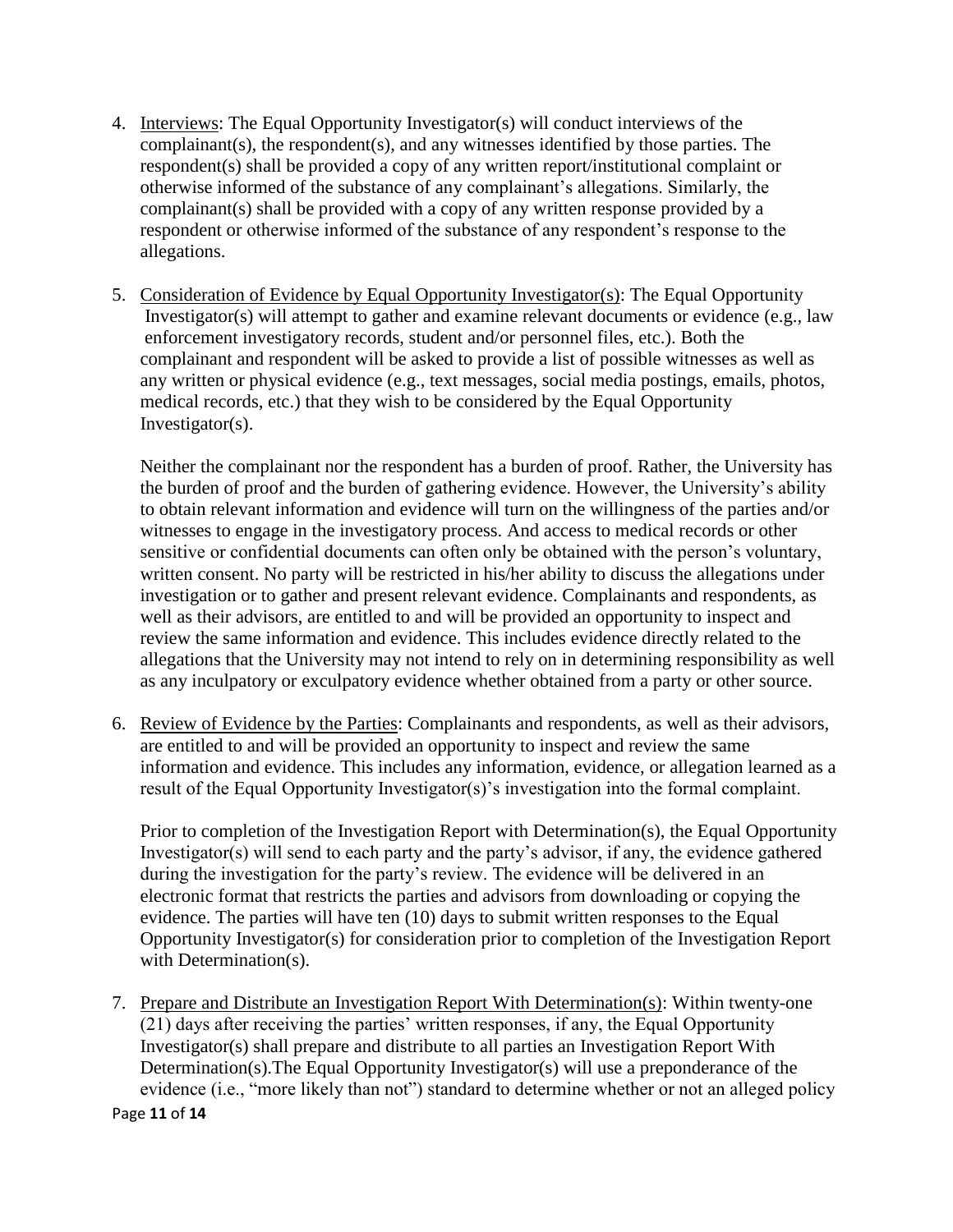4. Interviews: The Equal Opportunity Investigator(s) will conduct interviews of the complainant(s), the respondent(s), and any witnesses identified by those parties. The respondent(s) shall be provided a copy of any written report/institutional complaint or otherwise informed of the substance of any complainant's allegations. Similarly, the complainant(s) shall be provided with a copy of any written response provided by a respondent or otherwise informed of the substance of any respondent's response to the allegations.

5. Consideration of Evidence by Equal Opportunity Investigator(s): The Equal Opportunity Investigator(s) will attempt to gather and examine relevant documents or evidence (e.g., law enforcement investigatory records, student and/or personnel files, etc.). Both the complainant and respondent will be asked to provide a list of possible witnesses as well as any written or physical evidence (e.g., text messages, social media postings, emails, photos, medical records, etc.) that they wish to be considered by the Equal Opportunity Investigator(s).

   Neither the complainant nor the respondent has a burden of proof. Rather, the University has the burden of proof and the burden of gathering evidence. However, the University's ability to obtain relevant information and evidence will turn on the willingness of the parties and/or witnesses to engage in the investigatory process. And access to medical records or other sensitive or confidential documents can often only be obtained with the person's voluntary, written consent. No party will be restricted in his/her ability to discuss the allegations under investigation or to gather and present relevant evidence. Complainants and respondents, as well as their advisors, are entitled to and will be provided an opportunity to inspect and review the same information and evidence. This includes evidence directly related to the allegations that the University may not intend to rely on in determining responsibility as well as any inculpatory or exculpatory evidence whether obtained from a party or other source.

6. Review of Evidence by the Parties: Complainants and respondents, as well as their advisors, are entitled to and will be provided an opportunity to inspect and review the same information and evidence. This includes any information, evidence, or allegation learned as a result of the Equal Opportunity Investigator(s)'s investigation into the formal complaint.

   Prior to completion of the Investigation Report with Determination(s), the Equal Opportunity Investigator(s) will send to each party and the party's advisor, if any, the evidence gathered during the investigation for the party's review. The evidence will be delivered in an electronic format that restricts the parties and advisors from downloading or copying the evidence. The parties will have ten (10) days to submit written responses to the Equal Opportunity Investigator(s) for consideration prior to completion of the Investigation Report with Determination(s).

7. Prepare and Distribute an Investigation Report With Determination(s): Within twenty-one (21) days after receiving the parties' written responses, if any, the Equal Opportunity Investigator(s) shall prepare and distribute to all parties an Investigation Report With Determination(s).The Equal Opportunity Investigator(s) will use a preponderance of the evidence (i.e., "more likely than not") standard to determine whether or not an alleged policy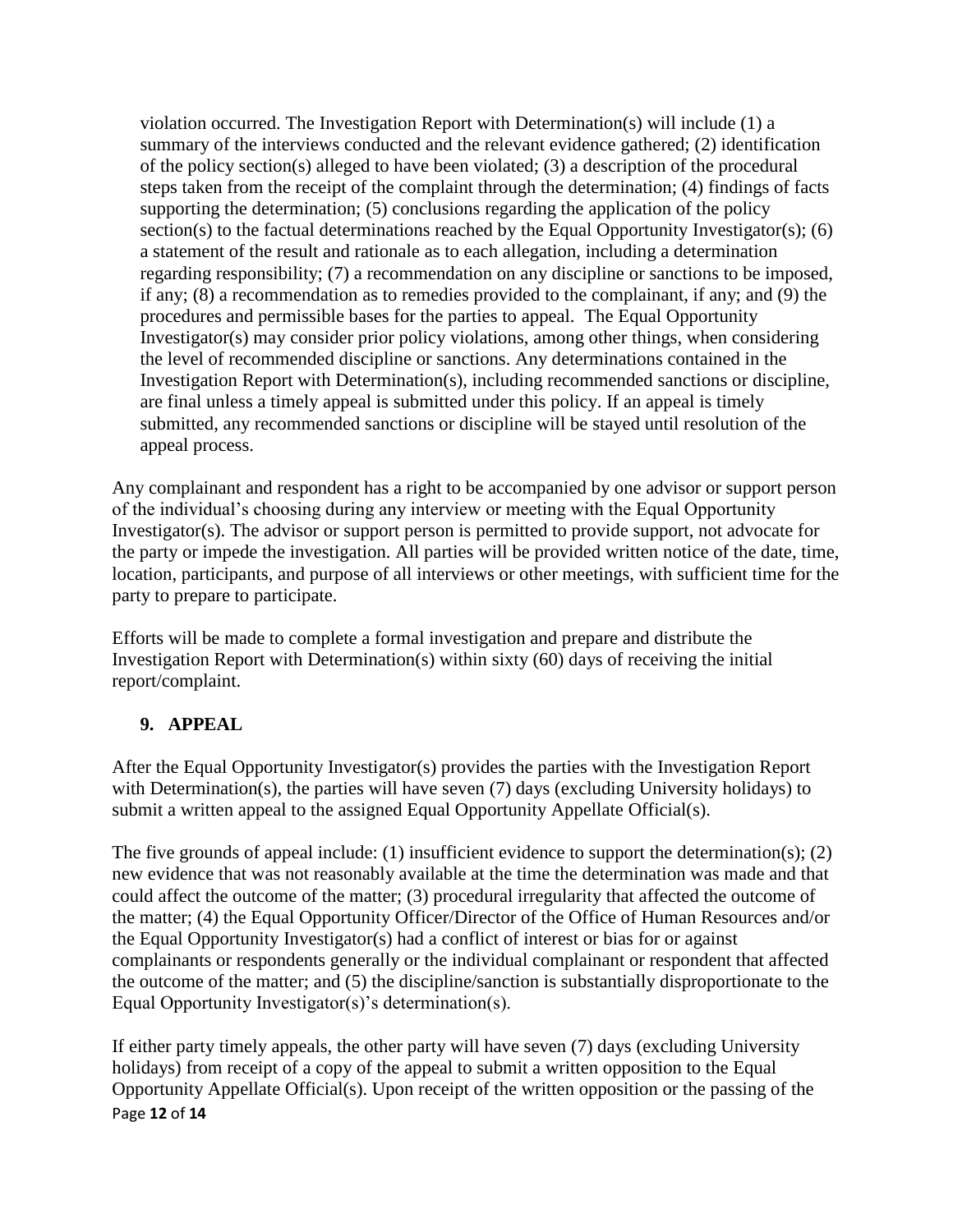violation occurred. The Investigation Report with Determination(s) will include (1) a summary of the interviews conducted and the relevant evidence gathered; (2) identification of the policy section(s) alleged to have been violated; (3) a description of the procedural steps taken from the receipt of the complaint through the determination; (4) findings of facts supporting the determination; (5) conclusions regarding the application of the policy section(s) to the factual determinations reached by the Equal Opportunity Investigator(s); (6) a statement of the result and rationale as to each allegation, including a determination regarding responsibility; (7) a recommendation on any discipline or sanctions to be imposed, if any; (8) a recommendation as to remedies provided to the complainant, if any; and (9) the procedures and permissible bases for the parties to appeal. The Equal Opportunity Investigator(s) may consider prior policy violations, among other things, when considering the level of recommended discipline or sanctions. Any determinations contained in the Investigation Report with Determination(s), including recommended sanctions or discipline, are final unless a timely appeal is submitted under this policy. If an appeal is timely submitted, any recommended sanctions or discipline will be stayed until resolution of the appeal process.

Any complainant and respondent has a right to be accompanied by one advisor or support person of the individual's choosing during any interview or meeting with the Equal Opportunity Investigator(s). The advisor or support person is permitted to provide support, not advocate for the party or impede the investigation. All parties will be provided written notice of the date, time, location, participants, and purpose of all interviews or other meetings, with sufficient time for the party to prepare to participate.

Efforts will be made to complete a formal investigation and prepare and distribute the Investigation Report with Determination(s) within sixty (60) days of receiving the initial report/complaint.

## 9. APPEAL

After the Equal Opportunity Investigator(s) provides the parties with the Investigation Report with Determination(s), the parties will have seven (7) days (excluding University holidays) to submit a written appeal to the assigned Equal Opportunity Appellate Official(s).

The five grounds of appeal include: (1) insufficient evidence to support the determination(s); (2) new evidence that was not reasonably available at the time the determination was made and that could affect the outcome of the matter; (3) procedural irregularity that affected the outcome of the matter; (4) the Equal Opportunity Officer/Director of the Office of Human Resources and/or the Equal Opportunity Investigator(s) had a conflict of interest or bias for or against complainants or respondents generally or the individual complainant or respondent that affected the outcome of the matter; and (5) the discipline/sanction is substantially disproportionate to the Equal Opportunity Investigator(s)'s determination(s).

If either party timely appeals, the other party will have seven (7) days (excluding University holidays) from receipt of a copy of the appeal to submit a written opposition to the Equal Opportunity Appellate Official(s). Upon receipt of the written opposition or the passing of the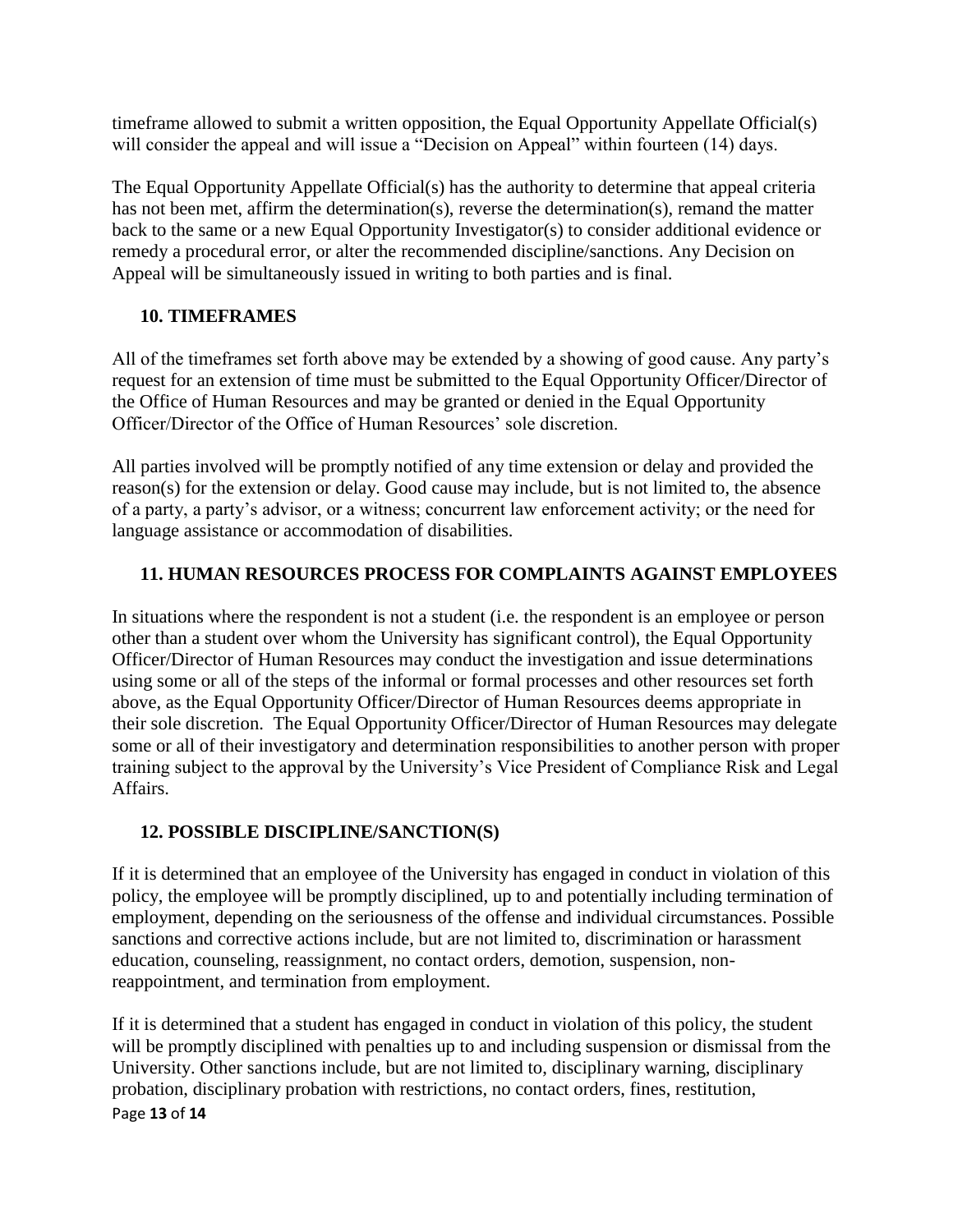timeframe allowed to submit a written opposition, the Equal Opportunity Appellate Official(s) will consider the appeal and will issue a "Decision on Appeal" within fourteen (14) days.

The Equal Opportunity Appellate Official(s) has the authority to determine that appeal criteria has not been met, affirm the determination(s), reverse the determination(s), remand the matter back to the same or a new Equal Opportunity Investigator(s) to consider additional evidence or remedy a procedural error, or alter the recommended discipline/sanctions. Any Decision on Appeal will be simultaneously issued in writing to both parties and is final.

## 10. TIMEFRAMES

All of the timeframes set forth above may be extended by a showing of good cause. Any party's request for an extension of time must be submitted to the Equal Opportunity Officer/Director of the Office of Human Resources and may be granted or denied in the Equal Opportunity Officer/Director of the Office of Human Resources' sole discretion.

All parties involved will be promptly notified of any time extension or delay and provided the reason(s) for the extension or delay. Good cause may include, but is not limited to, the absence of a party, a party's advisor, or a witness; concurrent law enforcement activity; or the need for language assistance or accommodation of disabilities.

## 11. HUMAN RESOURCES PROCESS FOR COMPLAINTS AGAINST EMPLOYEES

In situations where the respondent is not a student (i.e. the respondent is an employee or person other than a student over whom the University has significant control), the Equal Opportunity Officer/Director of Human Resources may conduct the investigation and issue determinations using some or all of the steps of the informal or formal processes and other resources set forth above, as the Equal Opportunity Officer/Director of Human Resources deems appropriate in their sole discretion. The Equal Opportunity Officer/Director of Human Resources may delegate some or all of their investigatory and determination responsibilities to another person with proper training subject to the approval by the University's Vice President of Compliance Risk and Legal Affairs.

## 12. POSSIBLE DISCIPLINE/SANCTION(S)

If it is determined that an employee of the University has engaged in conduct in violation of this policy, the employee will be promptly disciplined, up to and potentially including termination of employment, depending on the seriousness of the offense and individual circumstances. Possible sanctions and corrective actions include, but are not limited to, discrimination or harassment education, counseling, reassignment, no contact orders, demotion, suspension, non-reappointment, and termination from employment.

If it is determined that a student has engaged in conduct in violation of this policy, the student will be promptly disciplined with penalties up to and including suspension or dismissal from the University. Other sanctions include, but are not limited to, disciplinary warning, disciplinary probation, disciplinary probation with restrictions, no contact orders, fines, restitution,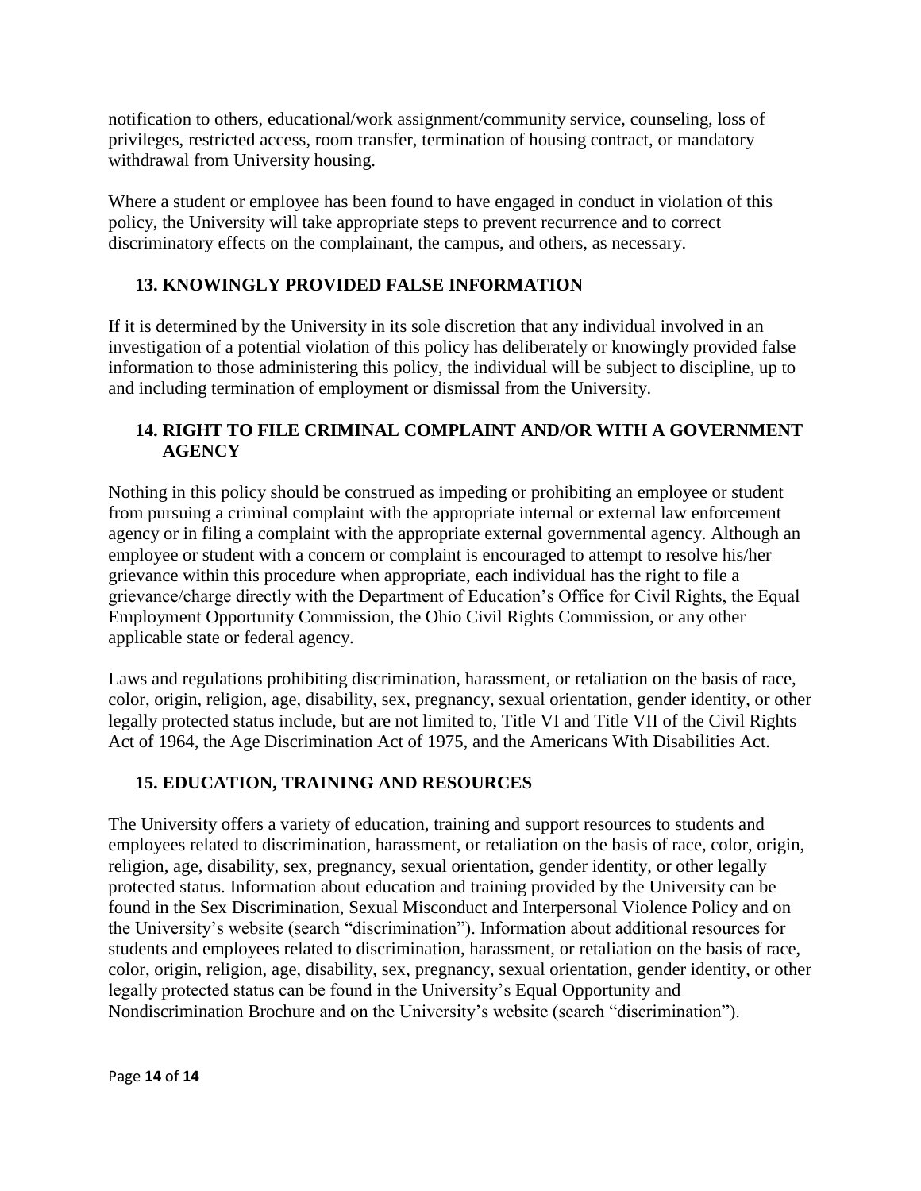notification to others, educational/work assignment/community service, counseling, loss of privileges, restricted access, room transfer, termination of housing contract, or mandatory withdrawal from University housing.

Where a student or employee has been found to have engaged in conduct in violation of this policy, the University will take appropriate steps to prevent recurrence and to correct discriminatory effects on the complainant, the campus, and others, as necessary.

## 13. KNOWINGLY PROVIDED FALSE INFORMATION

If it is determined by the University in its sole discretion that any individual involved in an investigation of a potential violation of this policy has deliberately or knowingly provided false information to those administering this policy, the individual will be subject to discipline, up to and including termination of employment or dismissal from the University.

## 14. RIGHT TO FILE CRIMINAL COMPLAINT AND/OR WITH A GOVERNMENT AGENCY

Nothing in this policy should be construed as impeding or prohibiting an employee or student from pursuing a criminal complaint with the appropriate internal or external law enforcement agency or in filing a complaint with the appropriate external governmental agency. Although an employee or student with a concern or complaint is encouraged to attempt to resolve his/her grievance within this procedure when appropriate, each individual has the right to file a grievance/charge directly with the Department of Education's Office for Civil Rights, the Equal Employment Opportunity Commission, the Ohio Civil Rights Commission, or any other applicable state or federal agency.

Laws and regulations prohibiting discrimination, harassment, or retaliation on the basis of race, color, origin, religion, age, disability, sex, pregnancy, sexual orientation, gender identity, or other legally protected status include, but are not limited to, Title VI and Title VII of the Civil Rights Act of 1964, the Age Discrimination Act of 1975, and the Americans With Disabilities Act.

## 15. EDUCATION, TRAINING AND RESOURCES

The University offers a variety of education, training and support resources to students and employees related to discrimination, harassment, or retaliation on the basis of race, color, origin, religion, age, disability, sex, pregnancy, sexual orientation, gender identity, or other legally protected status. Information about education and training provided by the University can be found in the Sex Discrimination, Sexual Misconduct and Interpersonal Violence Policy and on the University's website (search "discrimination"). Information about additional resources for students and employees related to discrimination, harassment, or retaliation on the basis of race, color, origin, religion, age, disability, sex, pregnancy, sexual orientation, gender identity, or other legally protected status can be found in the University's Equal Opportunity and Nondiscrimination Brochure and on the University's website (search "discrimination").